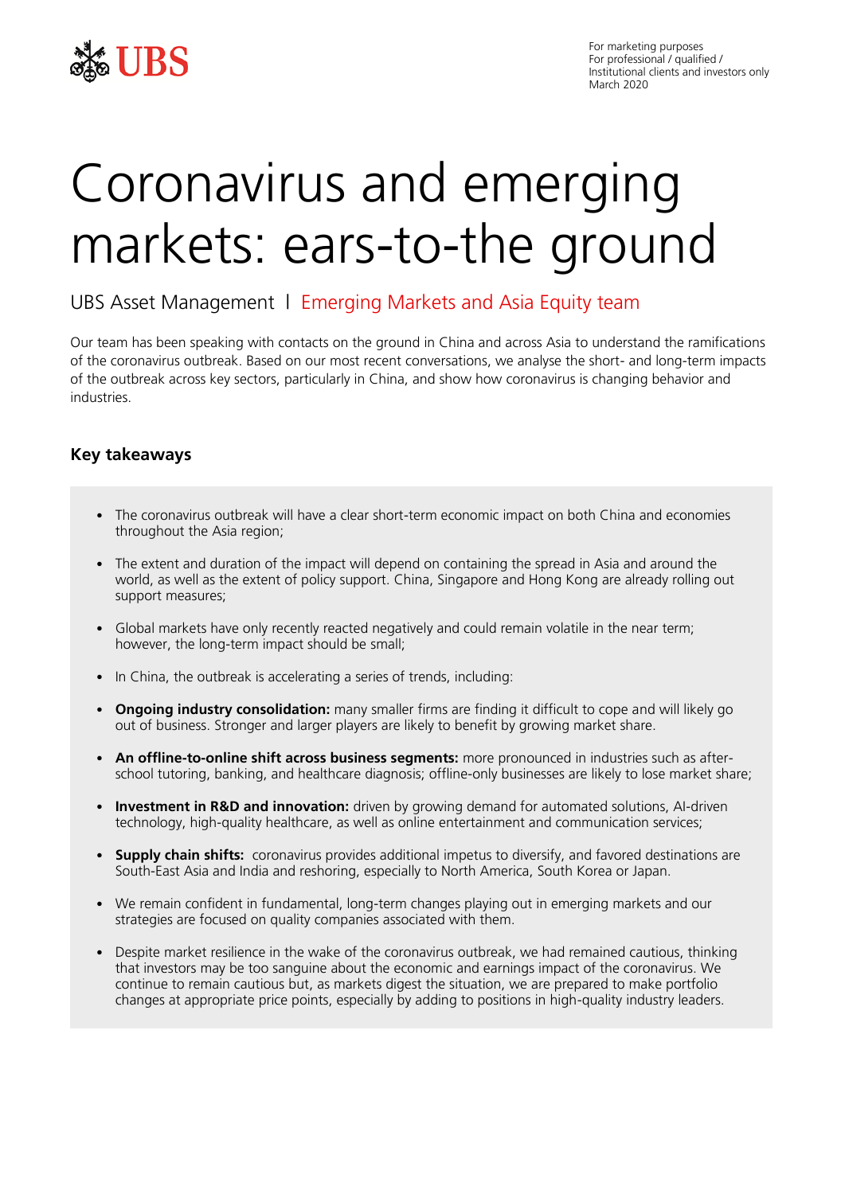UBS

For marketing purposes
For professional / qualified / Institutional clients and investors only
March 2020

# Coronavirus and emerging markets: ears-to-the ground

## UBS Asset Management I Emerging Markets and Asia Equity team

Our team has been speaking with contacts on the ground in China and across Asia to understand the ramifications of the coronavirus outbreak. Based on our most recent conversations, we analyse the short- and long-term impacts of the outbreak across key sectors, particularly in China, and show how coronavirus is changing behavior and industries.

### Key takeaways

- The coronavirus outbreak will have a clear short-term economic impact on both China and economies throughout the Asia region;
- The extent and duration of the impact will depend on containing the spread in Asia and around the world, as well as the extent of policy support. China, Singapore and Hong Kong are already rolling out support measures;
- Global markets have only recently reacted negatively and could remain volatile in the near term; however, the long-term impact should be small;
- In China, the outbreak is accelerating a series of trends, including:
- **Ongoing industry consolidation:** many smaller firms are finding it difficult to cope and will likely go out of business. Stronger and larger players are likely to benefit by growing market share.
- **An offline-to-online shift across business segments:** more pronounced in industries such as after-school tutoring, banking, and healthcare diagnosis; offline-only businesses are likely to lose market share;
- **Investment in R&D and innovation:** driven by growing demand for automated solutions, AI-driven technology, high-quality healthcare, as well as online entertainment and communication services;
- **Supply chain shifts:** coronavirus provides additional impetus to diversify, and favored destinations are South-East Asia and India and reshoring, especially to North America, South Korea or Japan.
- We remain confident in fundamental, long-term changes playing out in emerging markets and our strategies are focused on quality companies associated with them.
- Despite market resilience in the wake of the coronavirus outbreak, we had remained cautious, thinking that investors may be too sanguine about the economic and earnings impact of the coronavirus. We continue to remain cautious but, as markets digest the situation, we are prepared to make portfolio changes at appropriate price points, especially by adding to positions in high-quality industry leaders.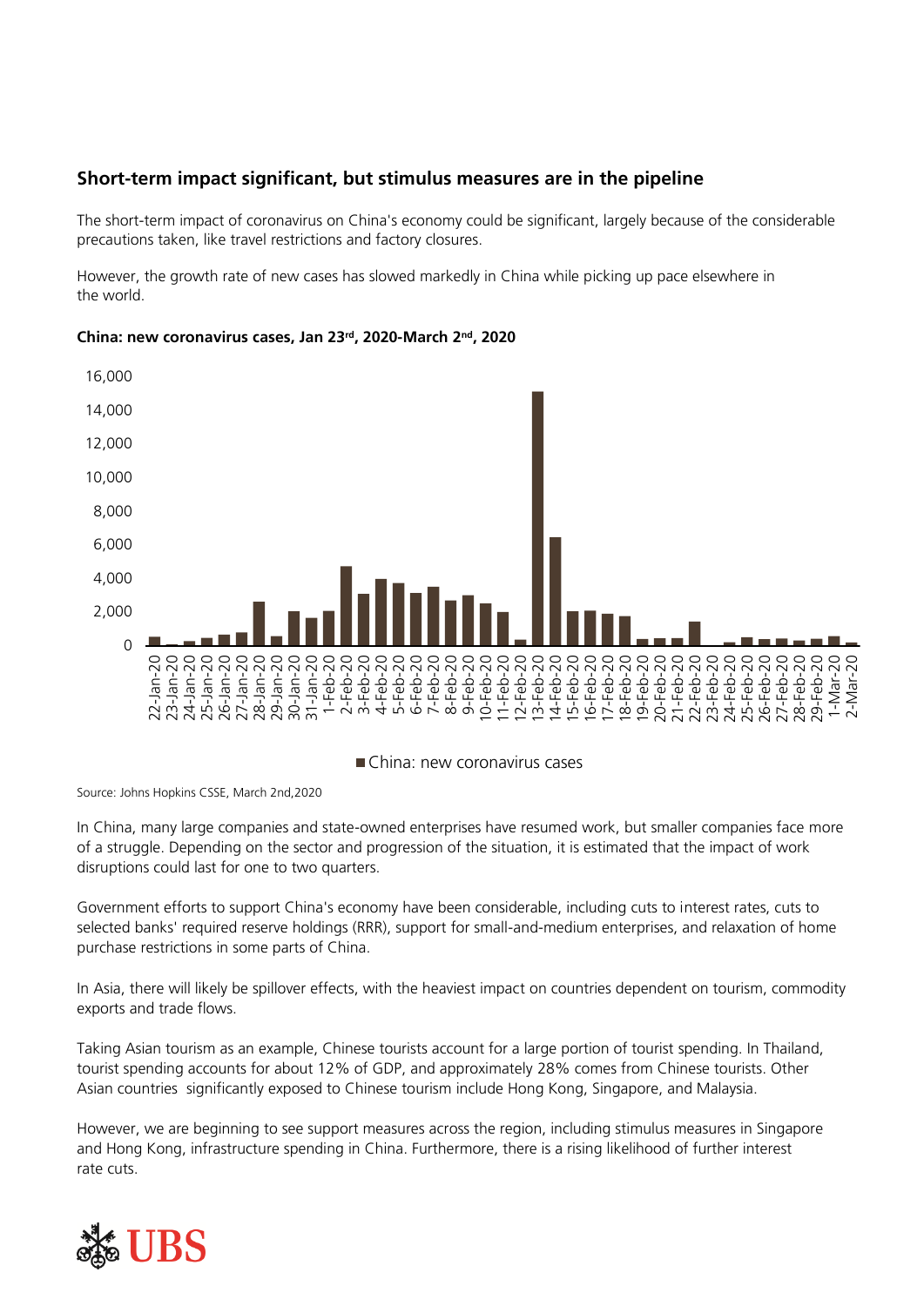## Short-term impact significant, but stimulus measures are in the pipeline

The short-term impact of coronavirus on China's economy could be significant, largely because of the considerable precautions taken, like travel restrictions and factory closures.

However, the growth rate of new cases has slowed markedly in China while picking up pace elsewhere in the world.

**China: new coronavirus cases, Jan 23rd, 2020-March 2nd, 2020**

Source: Johns Hopkins CSSE, March 2nd,2020

In China, many large companies and state-owned enterprises have resumed work, but smaller companies face more of a struggle. Depending on the sector and progression of the situation, it is estimated that the impact of work disruptions could last for one to two quarters.

Government efforts to support China's economy have been considerable, including cuts to interest rates, cuts to selected banks' required reserve holdings (RRR), support for small-and-medium enterprises, and relaxation of home purchase restrictions in some parts of China.

In Asia, there will likely be spillover effects, with the heaviest impact on countries dependent on tourism, commodity exports and trade flows.

Taking Asian tourism as an example, Chinese tourists account for a large portion of tourist spending. In Thailand, tourist spending accounts for about 12% of GDP, and approximately 28% comes from Chinese tourists. Other Asian countries significantly exposed to Chinese tourism include Hong Kong, Singapore, and Malaysia.

However, we are beginning to see support measures across the region, including stimulus measures in Singapore and Hong Kong, infrastructure spending in China. Furthermore, there is a rising likelihood of further interest rate cuts.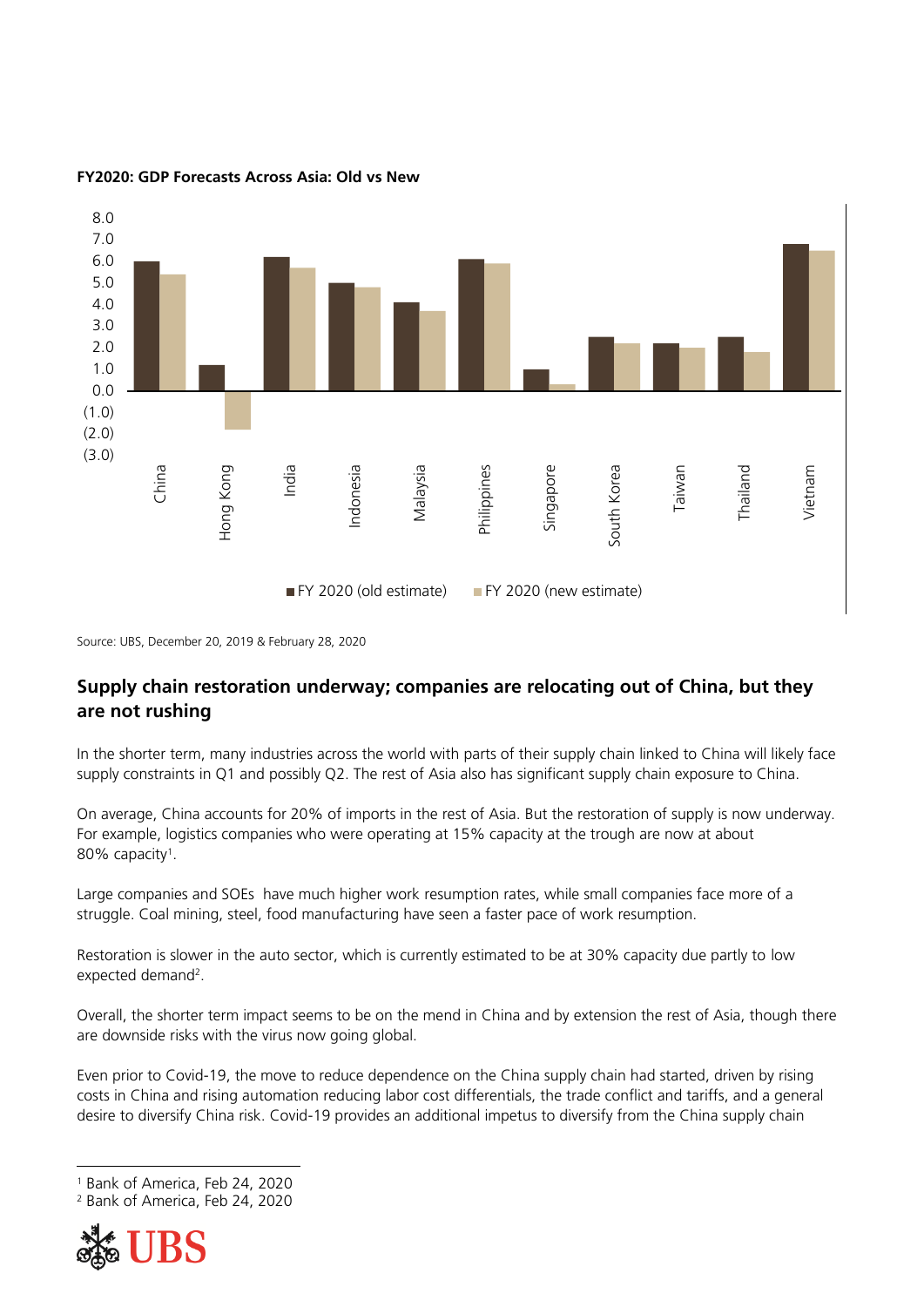**FY2020: GDP Forecasts Across Asia: Old vs New**

Source: UBS, December 20, 2019 & February 28, 2020

## Supply chain restoration underway; companies are relocating out of China, but they are not rushing

In the shorter term, many industries across the world with parts of their supply chain linked to China will likely face supply constraints in Q1 and possibly Q2. The rest of Asia also has significant supply chain exposure to China.

On average, China accounts for 20% of imports in the rest of Asia. But the restoration of supply is now underway. For example, logistics companies who were operating at 15% capacity at the trough are now at about 80% capacity[1].

Large companies and SOEs have much higher work resumption rates, while small companies face more of a struggle. Coal mining, steel, food manufacturing have seen a faster pace of work resumption.

Restoration is slower in the auto sector, which is currently estimated to be at 30% capacity due partly to low expected demand[2].

Overall, the shorter term impact seems to be on the mend in China and by extension the rest of Asia, though there are downside risks with the virus now going global.

Even prior to Covid-19, the move to reduce dependence on the China supply chain had started, driven by rising costs in China and rising automation reducing labor cost differentials, the trade conflict and tariffs, and a general desire to diversify China risk. Covid-19 provides an additional impetus to diversify from the China supply chain

---

[1] Bank of America, Feb 24, 2020

[2] Bank of America, Feb 24, 2020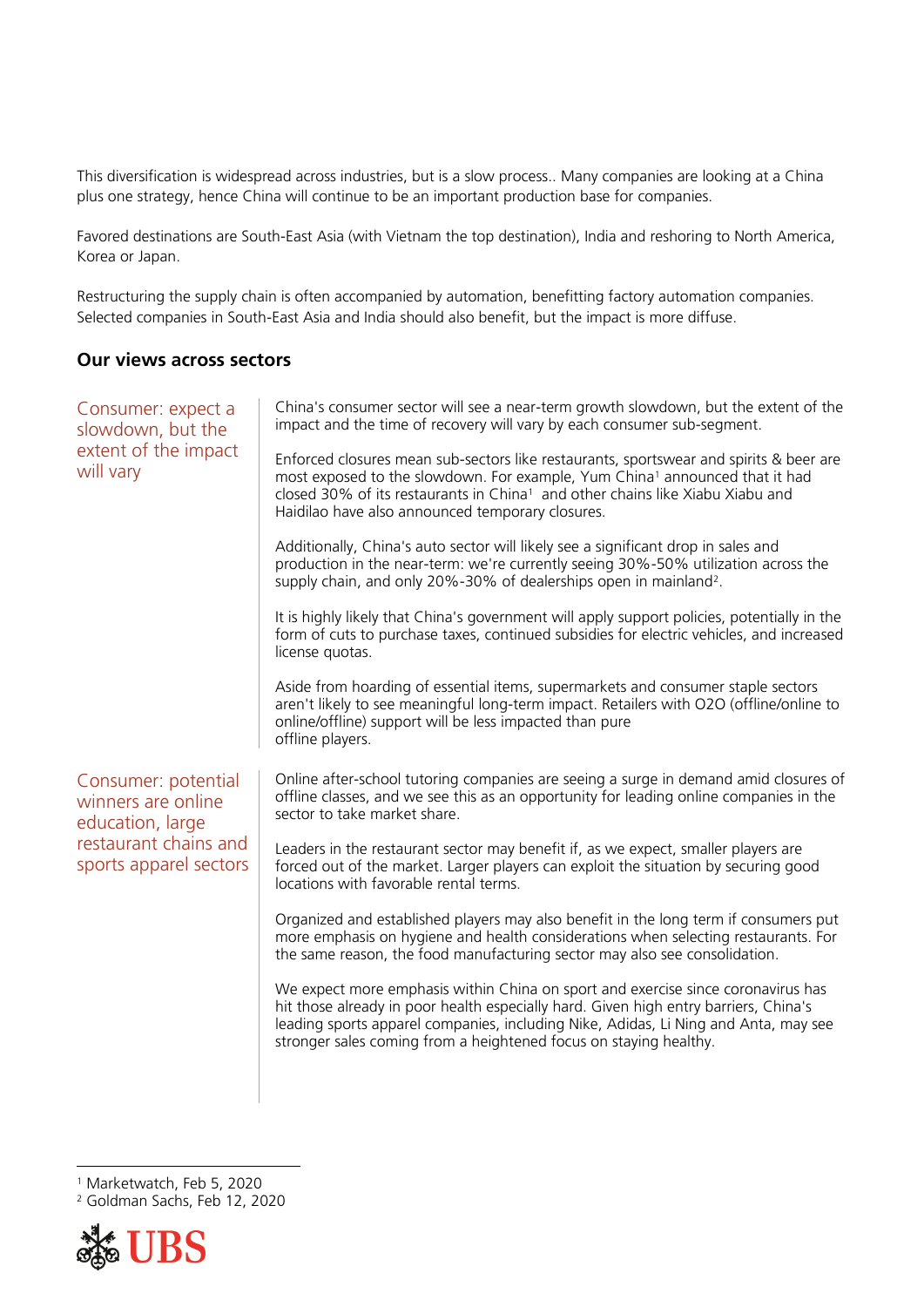This diversification is widespread across industries, but is a slow process.. Many companies are looking at a China plus one strategy, hence China will continue to be an important production base for companies.

Favored destinations are South-East Asia (with Vietnam the top destination), India and reshoring to North America, Korea or Japan.

Restructuring the supply chain is often accompanied by automation, benefitting factory automation companies. Selected companies in South-East Asia and India should also benefit, but the impact is more diffuse.

## Our views across sectors

### Consumer: expect a slowdown, but the extent of the impact will vary

China's consumer sector will see a near-term growth slowdown, but the extent of the impact and the time of recovery will vary by each consumer sub-segment.

Enforced closures mean sub-sectors like restaurants, sportswear and spirits & beer are most exposed to the slowdown. For example, Yum China[1] announced that it had closed 30% of its restaurants in China[1] and other chains like Xiabu Xiabu and Haidilao have also announced temporary closures.

Additionally, China's auto sector will likely see a significant drop in sales and production in the near-term: we're currently seeing 30%-50% utilization across the supply chain, and only 20%-30% of dealerships open in mainland[2].

It is highly likely that China's government will apply support policies, potentially in the form of cuts to purchase taxes, continued subsidies for electric vehicles, and increased license quotas.

Aside from hoarding of essential items, supermarkets and consumer staple sectors aren't likely to see meaningful long-term impact. Retailers with O2O (offline/online to online/offline) support will be less impacted than pure offline players.

### Consumer: potential winners are online education, large restaurant chains and sports apparel sectors

Online after-school tutoring companies are seeing a surge in demand amid closures of offline classes, and we see this as an opportunity for leading online companies in the sector to take market share.

Leaders in the restaurant sector may benefit if, as we expect, smaller players are forced out of the market. Larger players can exploit the situation by securing good locations with favorable rental terms.

Organized and established players may also benefit in the long term if consumers put more emphasis on hygiene and health considerations when selecting restaurants. For the same reason, the food manufacturing sector may also see consolidation.

We expect more emphasis within China on sport and exercise since coronavirus has hit those already in poor health especially hard. Given high entry barriers, China's leading sports apparel companies, including Nike, Adidas, Li Ning and Anta, may see stronger sales coming from a heightened focus on staying healthy.

---

[1] Marketwatch, Feb 5, 2020
[2] Goldman Sachs, Feb 12, 2020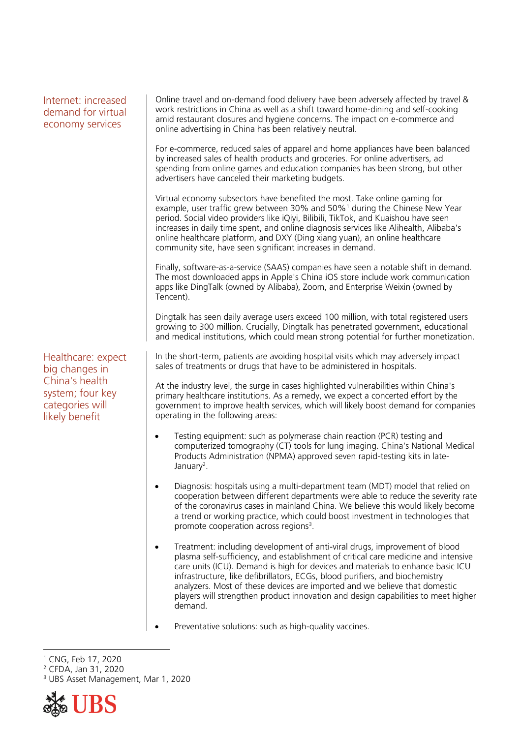## Internet: increased demand for virtual economy services

Online travel and on-demand food delivery have been adversely affected by travel & work restrictions in China as well as a shift toward home-dining and self-cooking amid restaurant closures and hygiene concerns. The impact on e-commerce and online advertising in China has been relatively neutral.

For e-commerce, reduced sales of apparel and home appliances have been balanced by increased sales of health products and groceries. For online advertisers, ad spending from online games and education companies has been strong, but other advertisers have canceled their marketing budgets.

Virtual economy subsectors have benefited the most. Take online gaming for example, user traffic grew between 30% and 50%[1] during the Chinese New Year period. Social video providers like iQiyi, Bilibili, TikTok, and Kuaishou have seen increases in daily time spent, and online diagnosis services like Alihealth, Alibaba's online healthcare platform, and DXY (Ding xiang yuan), an online healthcare community site, have seen significant increases in demand.

Finally, software-as-a-service (SAAS) companies have seen a notable shift in demand. The most downloaded apps in Apple's China iOS store include work communication apps like DingTalk (owned by Alibaba), Zoom, and Enterprise Weixin (owned by Tencent).

Dingtalk has seen daily average users exceed 100 million, with total registered users growing to 300 million. Crucially, Dingtalk has penetrated government, educational and medical institutions, which could mean strong potential for further monetization.

## Healthcare: expect big changes in China's health system; four key categories will likely benefit

In the short-term, patients are avoiding hospital visits which may adversely impact sales of treatments or drugs that have to be administered in hospitals.

At the industry level, the surge in cases highlighted vulnerabilities within China's primary healthcare institutions. As a remedy, we expect a concerted effort by the government to improve health services, which will likely boost demand for companies operating in the following areas:

- Testing equipment: such as polymerase chain reaction (PCR) testing and computerized tomography (CT) tools for lung imaging. China's National Medical Products Administration (NPMA) approved seven rapid-testing kits in late-January[2].
- Diagnosis: hospitals using a multi-department team (MDT) model that relied on cooperation between different departments were able to reduce the severity rate of the coronavirus cases in mainland China. We believe this would likely become a trend or working practice, which could boost investment in technologies that promote cooperation across regions[3].
- Treatment: including development of anti-viral drugs, improvement of blood plasma self-sufficiency, and establishment of critical care medicine and intensive care units (ICU). Demand is high for devices and materials to enhance basic ICU infrastructure, like defibrillators, ECGs, blood purifiers, and biochemistry analyzers. Most of these devices are imported and we believe that domestic players will strengthen product innovation and design capabilities to meet higher demand.
- Preventative solutions: such as high-quality vaccines.

---

[1] CNG, Feb 17, 2020
[2] CFDA, Jan 31, 2020
[3] UBS Asset Management, Mar 1, 2020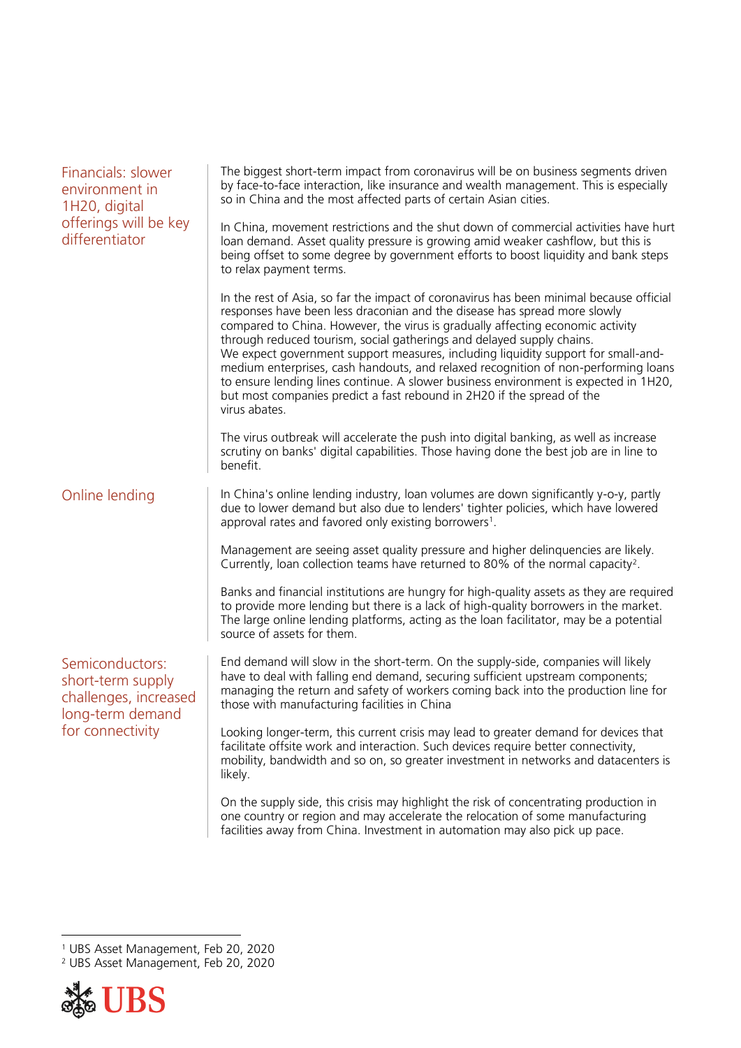## Financials: slower environment in 1H20, digital offerings will be key differentiator

The biggest short-term impact from coronavirus will be on business segments driven by face-to-face interaction, like insurance and wealth management. This is especially so in China and the most affected parts of certain Asian cities.

In China, movement restrictions and the shut down of commercial activities have hurt loan demand. Asset quality pressure is growing amid weaker cashflow, but this is being offset to some degree by government efforts to boost liquidity and bank steps to relax payment terms.

In the rest of Asia, so far the impact of coronavirus has been minimal because official responses have been less draconian and the disease has spread more slowly compared to China. However, the virus is gradually affecting economic activity through reduced tourism, social gatherings and delayed supply chains.
We expect government support measures, including liquidity support for small-and-medium enterprises, cash handouts, and relaxed recognition of non-performing loans to ensure lending lines continue. A slower business environment is expected in 1H20, but most companies predict a fast rebound in 2H20 if the spread of the virus abates.

The virus outbreak will accelerate the push into digital banking, as well as increase scrutiny on banks' digital capabilities. Those having done the best job are in line to benefit.

## Online lending

In China's online lending industry, loan volumes are down significantly y-o-y, partly due to lower demand but also due to lenders' tighter policies, which have lowered approval rates and favored only existing borrowers[1].

Management are seeing asset quality pressure and higher delinquencies are likely. Currently, loan collection teams have returned to 80% of the normal capacity[2].

Banks and financial institutions are hungry for high-quality assets as they are required to provide more lending but there is a lack of high-quality borrowers in the market. The large online lending platforms, acting as the loan facilitator, may be a potential source of assets for them.

## Semiconductors: short-term supply challenges, increased long-term demand for connectivity

End demand will slow in the short-term. On the supply-side, companies will likely have to deal with falling end demand, securing sufficient upstream components; managing the return and safety of workers coming back into the production line for those with manufacturing facilities in China

Looking longer-term, this current crisis may lead to greater demand for devices that facilitate offsite work and interaction. Such devices require better connectivity, mobility, bandwidth and so on, so greater investment in networks and datacenters is likely.

On the supply side, this crisis may highlight the risk of concentrating production in one country or region and may accelerate the relocation of some manufacturing facilities away from China. Investment in automation may also pick up pace.

---

[1] UBS Asset Management, Feb 20, 2020
[2] UBS Asset Management, Feb 20, 2020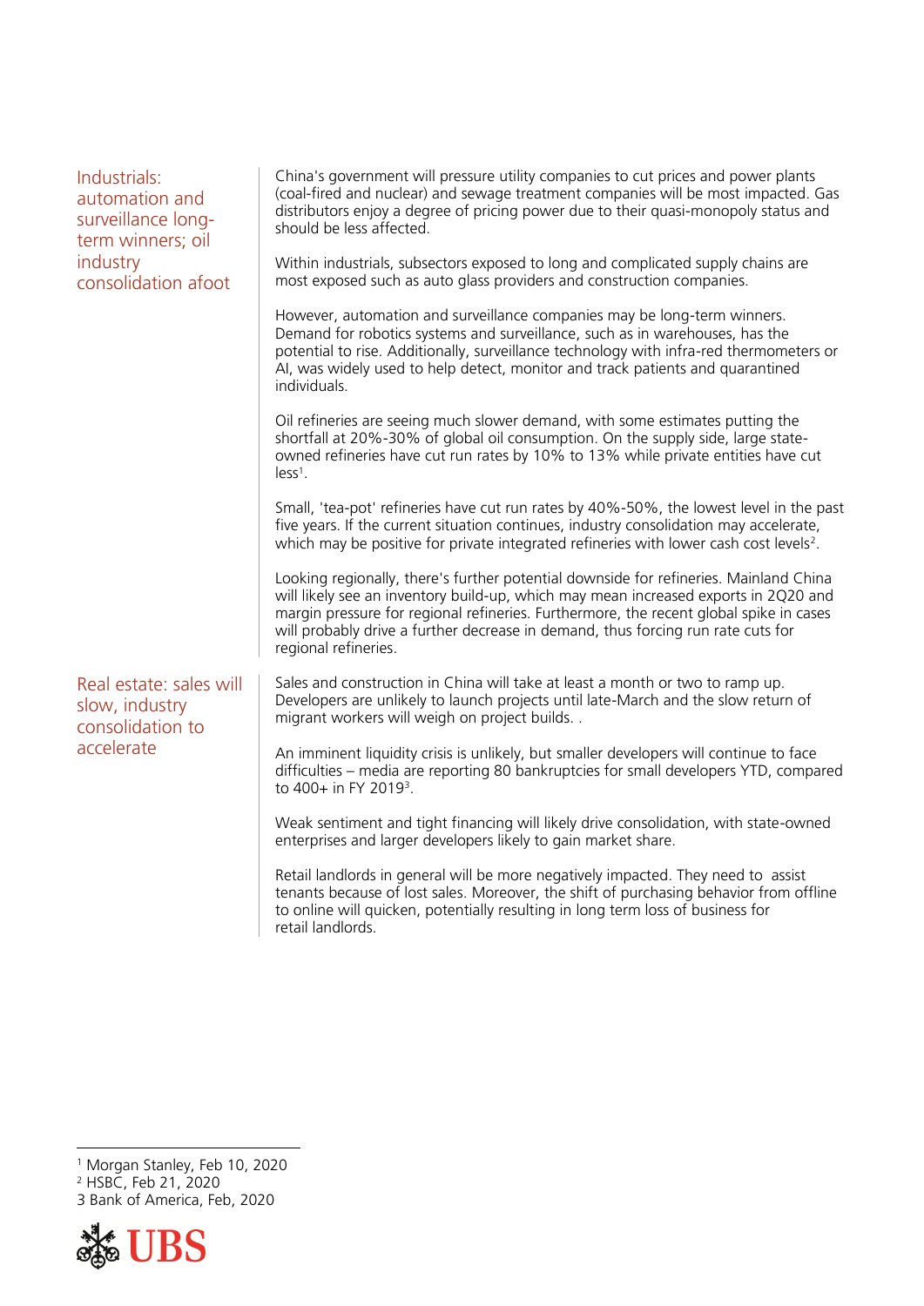China's government will pressure utility companies to cut prices and power plants (coal-fired and nuclear) and sewage treatment companies will be most impacted. Gas distributors enjoy a degree of pricing power due to their quasi-monopoly status and should be less affected.

## Industrials: automation and surveillance long-term winners; oil industry consolidation afoot

Within industrials, subsectors exposed to long and complicated supply chains are most exposed such as auto glass providers and construction companies.

However, automation and surveillance companies may be long-term winners. Demand for robotics systems and surveillance, such as in warehouses, has the potential to rise. Additionally, surveillance technology with infra-red thermometers or AI, was widely used to help detect, monitor and track patients and quarantined individuals.

Oil refineries are seeing much slower demand, with some estimates putting the shortfall at 20%-30% of global oil consumption. On the supply side, large state-owned refineries have cut run rates by 10% to 13% while private entities have cut less[1].

Small, 'tea-pot' refineries have cut run rates by 40%-50%, the lowest level in the past five years. If the current situation continues, industry consolidation may accelerate, which may be positive for private integrated refineries with lower cash cost levels[2].

Looking regionally, there's further potential downside for refineries. Mainland China will likely see an inventory build-up, which may mean increased exports in 2Q20 and margin pressure for regional refineries. Furthermore, the recent global spike in cases will probably drive a further decrease in demand, thus forcing run rate cuts for regional refineries.

## Real estate: sales will slow, industry consolidation to accelerate

Sales and construction in China will take at least a month or two to ramp up. Developers are unlikely to launch projects until late-March and the slow return of migrant workers will weigh on project builds. .

An imminent liquidity crisis is unlikely, but smaller developers will continue to face difficulties – media are reporting 80 bankruptcies for small developers YTD, compared to 400+ in FY 2019[3].

Weak sentiment and tight financing will likely drive consolidation, with state-owned enterprises and larger developers likely to gain market share.

Retail landlords in general will be more negatively impacted. They need to assist tenants because of lost sales. Moreover, the shift of purchasing behavior from offline to online will quicken, potentially resulting in long term loss of business for retail landlords.

---

[1] Morgan Stanley, Feb 10, 2020
[2] HSBC, Feb 21, 2020
3 Bank of America, Feb, 2020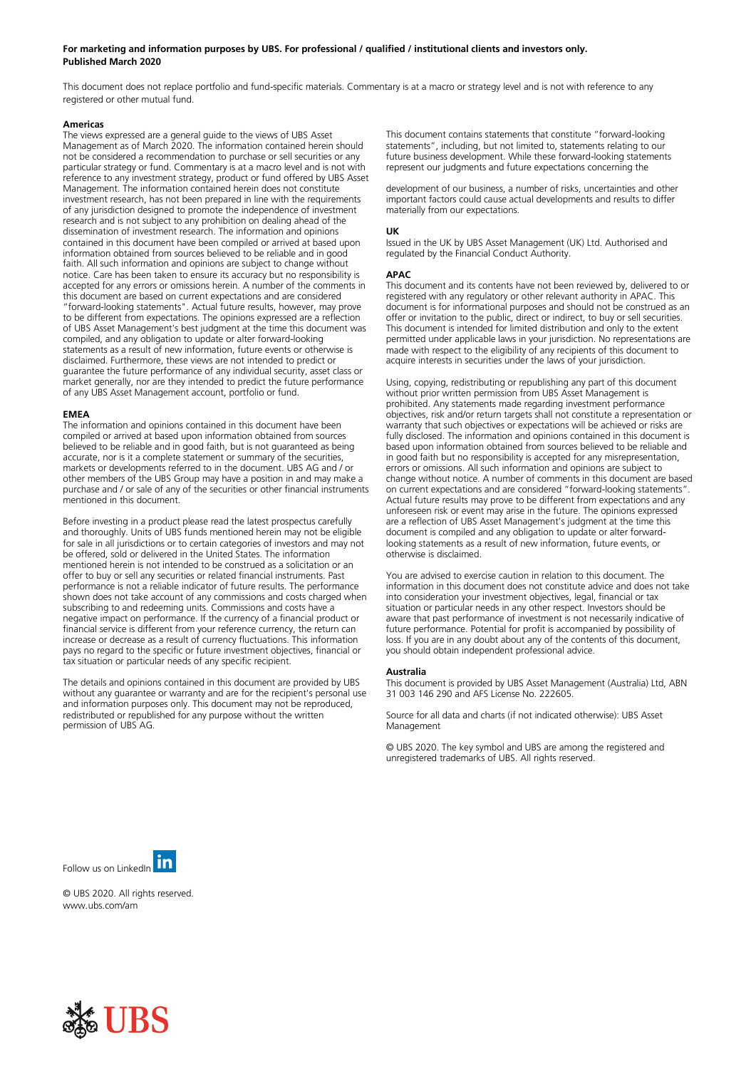**For marketing and information purposes by UBS. For professional / qualified / institutional clients and investors only.**
**Published March 2020**

This document does not replace portfolio and fund-specific materials. Commentary is at a macro or strategy level and is not with reference to any registered or other mutual fund.

**Americas**

The views expressed are a general guide to the views of UBS Asset Management as of March 2020. The information contained herein should not be considered a recommendation to purchase or sell securities or any particular strategy or fund. Commentary is at a macro level and is not with reference to any investment strategy, product or fund offered by UBS Asset Management. The information contained herein does not constitute investment research, has not been prepared in line with the requirements of any jurisdiction designed to promote the independence of investment research and is not subject to any prohibition on dealing ahead of the dissemination of investment research. The information and opinions contained in this document have been compiled or arrived at based upon information obtained from sources believed to be reliable and in good faith. All such information and opinions are subject to change without notice. Care has been taken to ensure its accuracy but no responsibility is accepted for any errors or omissions herein. A number of the comments in this document are based on current expectations and are considered "forward-looking statements". Actual future results, however, may prove to be different from expectations. The opinions expressed are a reflection of UBS Asset Management's best judgment at the time this document was compiled, and any obligation to update or alter forward-looking statements as a result of new information, future events or otherwise is disclaimed. Furthermore, these views are not intended to predict or guarantee the future performance of any individual security, asset class or market generally, nor are they intended to predict the future performance of any UBS Asset Management account, portfolio or fund.

**EMEA**

The information and opinions contained in this document have been compiled or arrived at based upon information obtained from sources believed to be reliable and in good faith, but is not guaranteed as being accurate, nor is it a complete statement or summary of the securities, markets or developments referred to in the document. UBS AG and / or other members of the UBS Group may have a position in and may make a purchase and / or sale of any of the securities or other financial instruments mentioned in this document.

Before investing in a product please read the latest prospectus carefully and thoroughly. Units of UBS funds mentioned herein may not be eligible for sale in all jurisdictions or to certain categories of investors and may not be offered, sold or delivered in the United States. The information mentioned herein is not intended to be construed as a solicitation or an offer to buy or sell any securities or related financial instruments. Past performance is not a reliable indicator of future results. The performance shown does not take account of any commissions and costs charged when subscribing to and redeeming units. Commissions and costs have a negative impact on performance. If the currency of a financial product or financial service is different from your reference currency, the return can increase or decrease as a result of currency fluctuations. This information pays no regard to the specific or future investment objectives, financial or tax situation or particular needs of any specific recipient.

The details and opinions contained in this document are provided by UBS without any guarantee or warranty and are for the recipient's personal use and information purposes only. This document may not be reproduced, redistributed or republished for any purpose without the written permission of UBS AG.

This document contains statements that constitute "forward-looking statements", including, but not limited to, statements relating to our future business development. While these forward-looking statements represent our judgments and future expectations concerning the development of our business, a number of risks, uncertainties and other important factors could cause actual developments and results to differ materially from our expectations.

**UK**

Issued in the UK by UBS Asset Management (UK) Ltd. Authorised and regulated by the Financial Conduct Authority.

**APAC**

This document and its contents have not been reviewed by, delivered to or registered with any regulatory or other relevant authority in APAC. This document is for informational purposes and should not be construed as an offer or invitation to the public, direct or indirect, to buy or sell securities. This document is intended for limited distribution and only to the extent permitted under applicable laws in your jurisdiction. No representations are made with respect to the eligibility of any recipients of this document to acquire interests in securities under the laws of your jurisdiction.

Using, copying, redistributing or republishing any part of this document without prior written permission from UBS Asset Management is prohibited. Any statements made regarding investment performance objectives, risk and/or return targets shall not constitute a representation or warranty that such objectives or expectations will be achieved or risks are fully disclosed. The information and opinions contained in this document is based upon information obtained from sources believed to be reliable and in good faith but no responsibility is accepted for any misrepresentation, errors or omissions. All such information and opinions are subject to change without notice. A number of comments in this document are based on current expectations and are considered "forward-looking statements". Actual future results may prove to be different from expectations and any unforeseen risk or event may arise in the future. The opinions expressed are a reflection of UBS Asset Management's judgment at the time this document is compiled and any obligation to update or alter forward-looking statements as a result of new information, future events, or otherwise is disclaimed.

You are advised to exercise caution in relation to this document. The information in this document does not constitute advice and does not take into consideration your investment objectives, legal, financial or tax situation or particular needs in any other respect. Investors should be aware that past performance of investment is not necessarily indicative of future performance. Potential for profit is accompanied by possibility of loss. If you are in any doubt about any of the contents of this document, you should obtain independent professional advice.

**Australia**

This document is provided by UBS Asset Management (Australia) Ltd, ABN 31 003 146 290 and AFS License No. 222605.

Source for all data and charts (if not indicated otherwise): UBS Asset Management

© UBS 2020. The key symbol and UBS are among the registered and unregistered trademarks of UBS. All rights reserved.

Follow us on LinkedIn

© UBS 2020. All rights reserved.
www.ubs.com/am

UBS